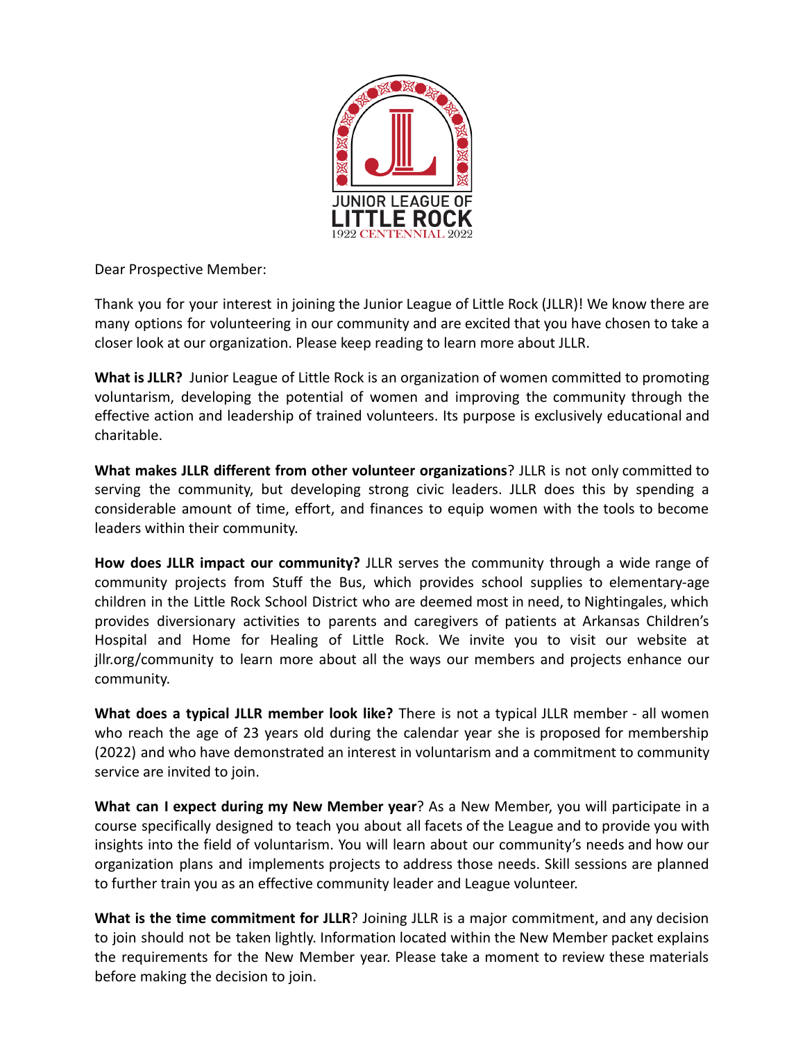JUNIOR LEAGUE OF
LITTLE ROCK
1922 CENTENNIAL 2022

Dear Prospective Member:

Thank you for your interest in joining the Junior League of Little Rock (JLLR)! We know there are many options for volunteering in our community and are excited that you have chosen to take a closer look at our organization. Please keep reading to learn more about JLLR.

**What is JLLR?** Junior League of Little Rock is an organization of women committed to promoting voluntarism, developing the potential of women and improving the community through the effective action and leadership of trained volunteers. Its purpose is exclusively educational and charitable.

**What makes JLLR different from other volunteer organizations**? JLLR is not only committed to serving the community, but developing strong civic leaders. JLLR does this by spending a considerable amount of time, effort, and finances to equip women with the tools to become leaders within their community.

**How does JLLR impact our community?** JLLR serves the community through a wide range of community projects from Stuff the Bus, which provides school supplies to elementary-age children in the Little Rock School District who are deemed most in need, to Nightingales, which provides diversionary activities to parents and caregivers of patients at Arkansas Children's Hospital and Home for Healing of Little Rock. We invite you to visit our website at jllr.org/community to learn more about all the ways our members and projects enhance our community.

**What does a typical JLLR member look like?** There is not a typical JLLR member - all women who reach the age of 23 years old during the calendar year she is proposed for membership (2022) and who have demonstrated an interest in voluntarism and a commitment to community service are invited to join.

**What can I expect during my New Member year**? As a New Member, you will participate in a course specifically designed to teach you about all facets of the League and to provide you with insights into the field of voluntarism. You will learn about our community's needs and how our organization plans and implements projects to address those needs. Skill sessions are planned to further train you as an effective community leader and League volunteer.

**What is the time commitment for JLLR**? Joining JLLR is a major commitment, and any decision to join should not be taken lightly. Information located within the New Member packet explains the requirements for the New Member year. Please take a moment to review these materials before making the decision to join.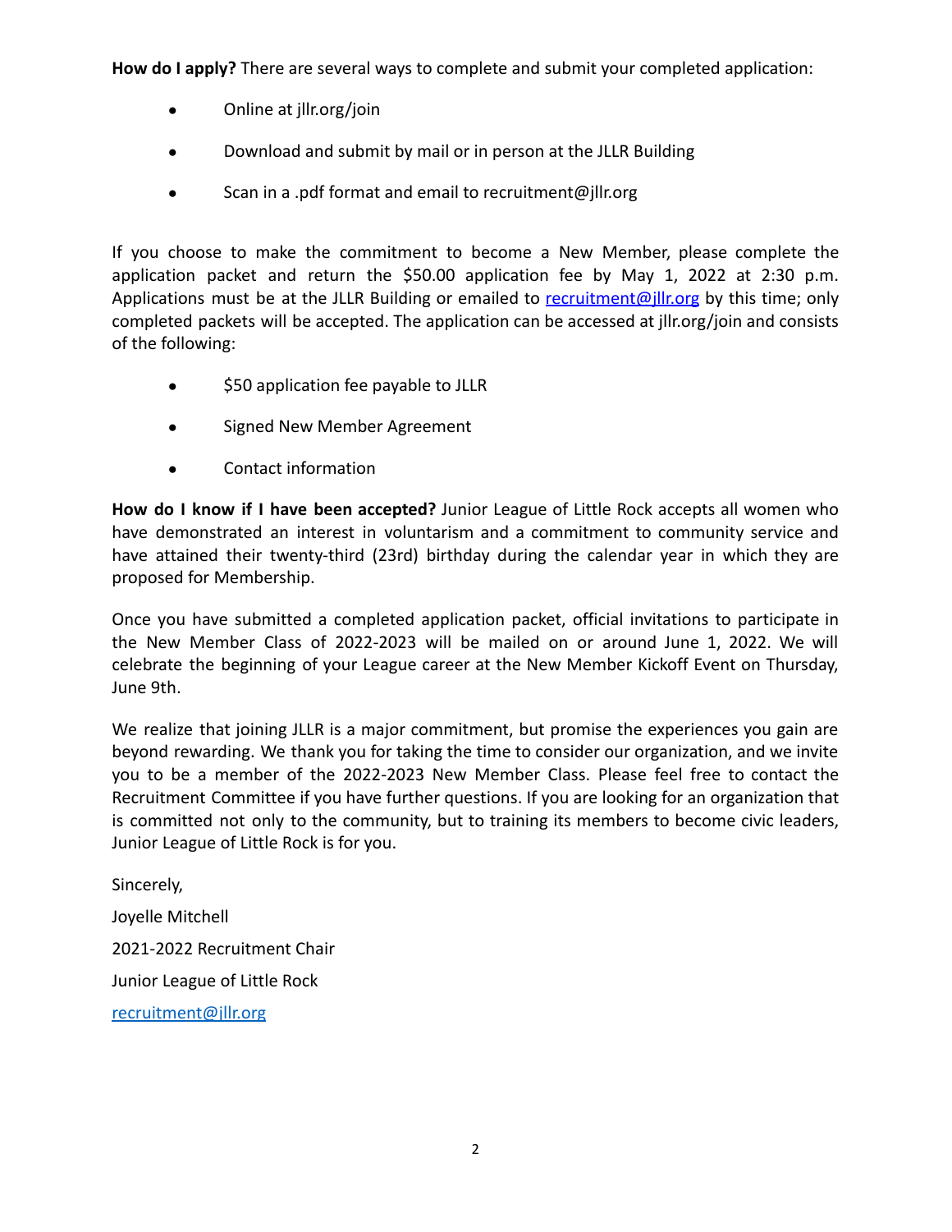**How do I apply?** There are several ways to complete and submit your completed application:

- Online at jllr.org/join
- Download and submit by mail or in person at the JLLR Building
- Scan in a .pdf format and email to recruitment@jllr.org

If you choose to make the commitment to become a New Member, please complete the application packet and return the $50.00 application fee by May 1, 2022 at 2:30 p.m. Applications must be at the JLLR Building or emailed to [recruitment@jllr.org](mailto:recruitment@jllr.org) by this time; only completed packets will be accepted. The application can be accessed at jllr.org/join and consists of the following:

- $50 application fee payable to JLLR
- Signed New Member Agreement
- Contact information

**How do I know if I have been accepted?** Junior League of Little Rock accepts all women who have demonstrated an interest in voluntarism and a commitment to community service and have attained their twenty-third (23rd) birthday during the calendar year in which they are proposed for Membership.

Once you have submitted a completed application packet, official invitations to participate in the New Member Class of 2022-2023 will be mailed on or around June 1, 2022. We will celebrate the beginning of your League career at the New Member Kickoff Event on Thursday, June 9th.

We realize that joining JLLR is a major commitment, but promise the experiences you gain are beyond rewarding. We thank you for taking the time to consider our organization, and we invite you to be a member of the 2022-2023 New Member Class. Please feel free to contact the Recruitment Committee if you have further questions. If you are looking for an organization that is committed not only to the community, but to training its members to become civic leaders, Junior League of Little Rock is for you.

Sincerely,

Joyelle Mitchell

2021-2022 Recruitment Chair

Junior League of Little Rock

[recruitment@jllr.org](mailto:recruitment@jllr.org)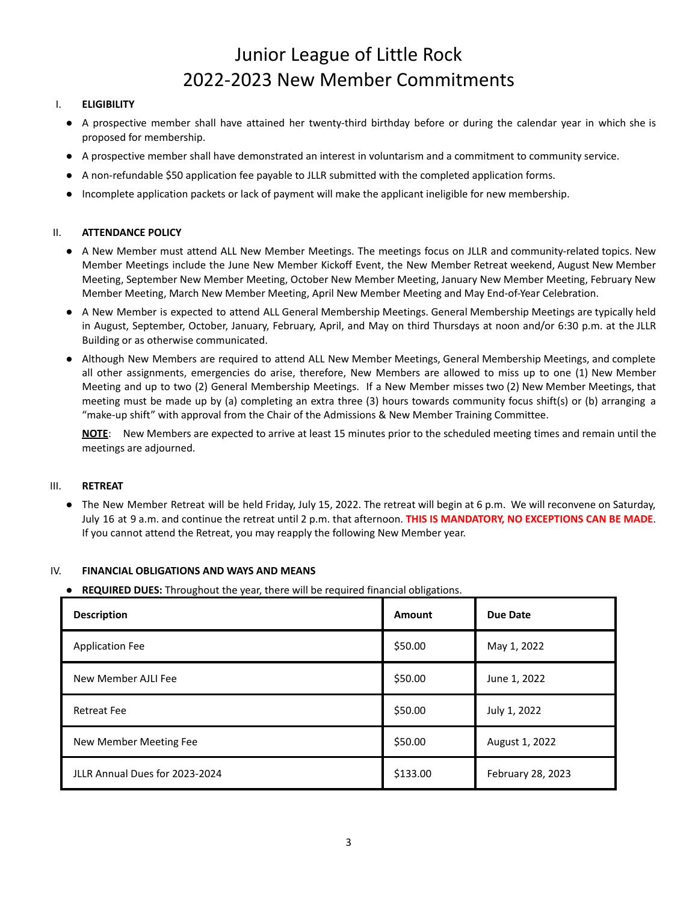# Junior League of Little Rock
# 2022-2023 New Member Commitments

## I. ELIGIBILITY

- A prospective member shall have attained her twenty-third birthday before or during the calendar year in which she is proposed for membership.
- A prospective member shall have demonstrated an interest in voluntarism and a commitment to community service.
- A non-refundable $50 application fee payable to JLLR submitted with the completed application forms.
- Incomplete application packets or lack of payment will make the applicant ineligible for new membership.

## II. ATTENDANCE POLICY

- A New Member must attend ALL New Member Meetings. The meetings focus on JLLR and community-related topics. New Member Meetings include the June New Member Kickoff Event, the New Member Retreat weekend, August New Member Meeting, September New Member Meeting, October New Member Meeting, January New Member Meeting, February New Member Meeting, March New Member Meeting, April New Member Meeting and May End-of-Year Celebration.
- A New Member is expected to attend ALL General Membership Meetings. General Membership Meetings are typically held in August, September, October, January, February, April, and May on third Thursdays at noon and/or 6:30 p.m. at the JLLR Building or as otherwise communicated.
- Although New Members are required to attend ALL New Member Meetings, General Membership Meetings, and complete all other assignments, emergencies do arise, therefore, New Members are allowed to miss up to one (1) New Member Meeting and up to two (2) General Membership Meetings. If a New Member misses two (2) New Member Meetings, that meeting must be made up by (a) completing an extra three (3) hours towards community focus shift(s) or (b) arranging a "make-up shift" with approval from the Chair of the Admissions & New Member Training Committee.

  **NOTE**: New Members are expected to arrive at least 15 minutes prior to the scheduled meeting times and remain until the meetings are adjourned.

## III. RETREAT

- The New Member Retreat will be held Friday, July 15, 2022. The retreat will begin at 6 p.m. We will reconvene on Saturday, July 16 at 9 a.m. and continue the retreat until 2 p.m. that afternoon. **THIS IS MANDATORY, NO EXCEPTIONS CAN BE MADE**. If you cannot attend the Retreat, you may reapply the following New Member year.

## IV. FINANCIAL OBLIGATIONS AND WAYS AND MEANS

- **REQUIRED DUES:** Throughout the year, there will be required financial obligations.

| Description | Amount | Due Date |
|---|---|---|
| Application Fee | $50.00 | May 1, 2022 |
| New Member AJLI Fee | $50.00 | June 1, 2022 |
| Retreat Fee | $50.00 | July 1, 2022 |
| New Member Meeting Fee | $50.00 | August 1, 2022 |
| JLLR Annual Dues for 2023-2024 | $133.00 | February 28, 2023 |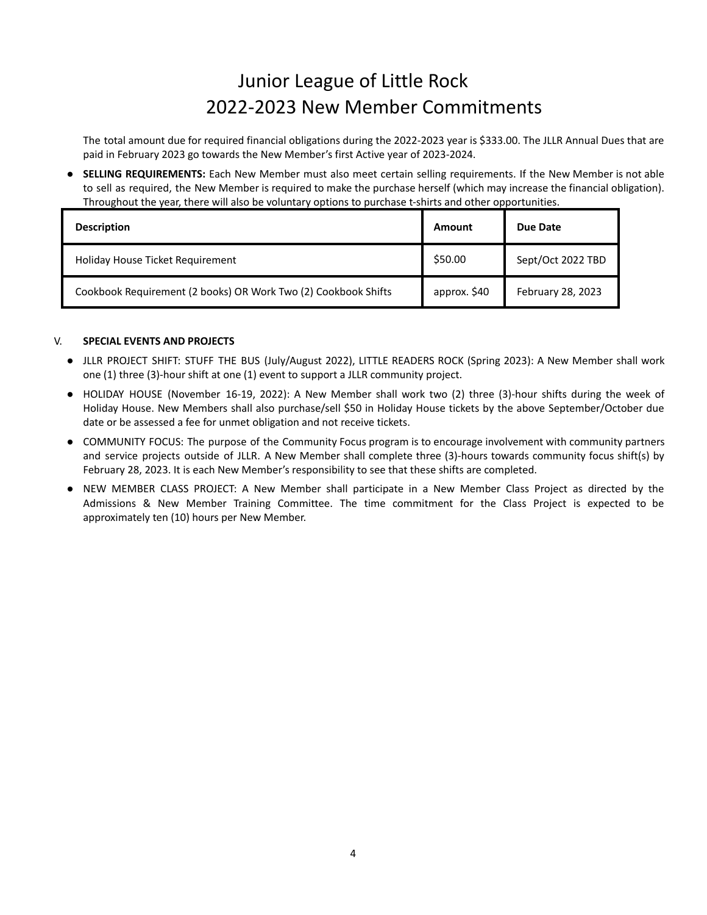# Junior League of Little Rock
# 2022-2023 New Member Commitments

The total amount due for required financial obligations during the 2022-2023 year is $333.00. The JLLR Annual Dues that are paid in February 2023 go towards the New Member's first Active year of 2023-2024.

- **SELLING REQUIREMENTS:** Each New Member must also meet certain selling requirements. If the New Member is not able to sell as required, the New Member is required to make the purchase herself (which may increase the financial obligation). Throughout the year, there will also be voluntary options to purchase t-shirts and other opportunities.

| Description | Amount | Due Date |
|---|---|---|
| Holiday House Ticket Requirement | $50.00 | Sept/Oct 2022 TBD |
| Cookbook Requirement (2 books) OR Work Two (2) Cookbook Shifts | approx. $40 | February 28, 2023 |

V. **SPECIAL EVENTS AND PROJECTS**

- JLLR PROJECT SHIFT: STUFF THE BUS (July/August 2022), LITTLE READERS ROCK (Spring 2023): A New Member shall work one (1) three (3)-hour shift at one (1) event to support a JLLR community project.
- HOLIDAY HOUSE (November 16-19, 2022): A New Member shall work two (2) three (3)-hour shifts during the week of Holiday House. New Members shall also purchase/sell $50 in Holiday House tickets by the above September/October due date or be assessed a fee for unmet obligation and not receive tickets.
- COMMUNITY FOCUS: The purpose of the Community Focus program is to encourage involvement with community partners and service projects outside of JLLR. A New Member shall complete three (3)-hours towards community focus shift(s) by February 28, 2023. It is each New Member's responsibility to see that these shifts are completed.
- NEW MEMBER CLASS PROJECT: A New Member shall participate in a New Member Class Project as directed by the Admissions & New Member Training Committee. The time commitment for the Class Project is expected to be approximately ten (10) hours per New Member.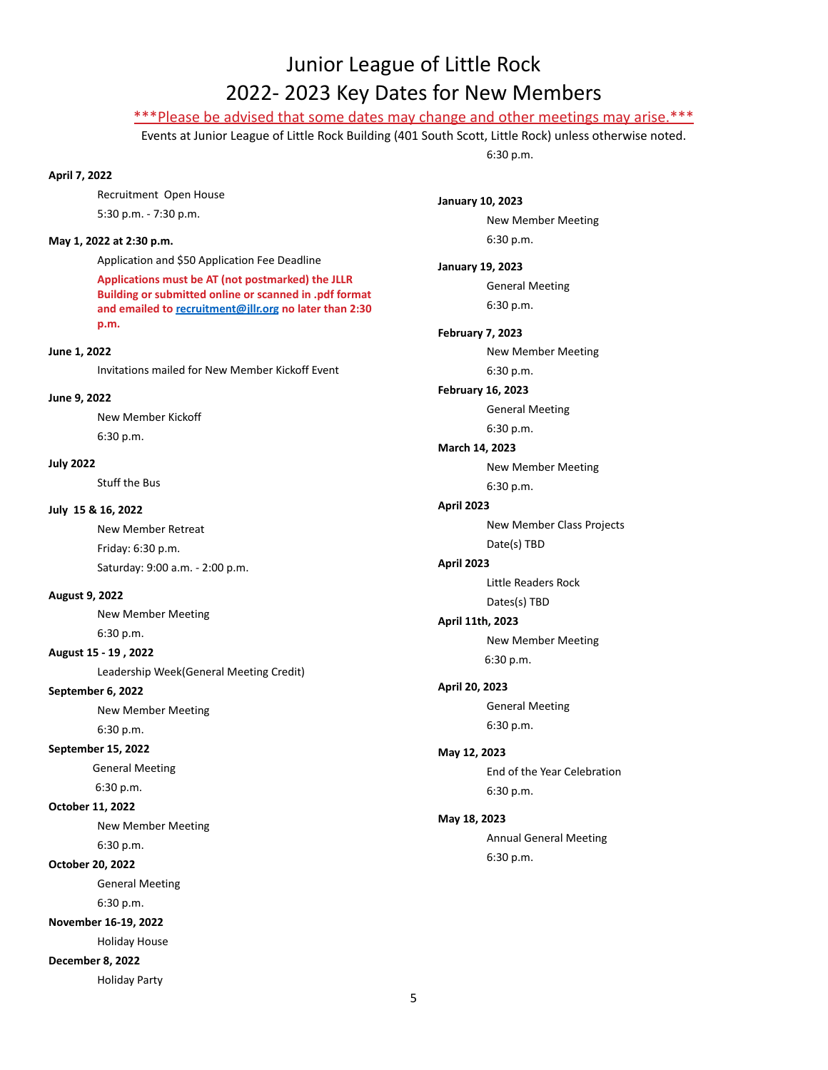# Junior League of Little Rock

# 2022- 2023 Key Dates for New Members

***Please be advised that some dates may change and other meetings may arise.***

Events at Junior League of Little Rock Building (401 South Scott, Little Rock) unless otherwise noted.

**April 7, 2022**

Recruitment Open House
5:30 p.m. - 7:30 p.m.

**May 1, 2022 at 2:30 p.m.**

Application and $50 Application Fee Deadline

**Applications must be AT (not postmarked) the JLLR Building or submitted online or scanned in .pdf format and emailed to [recruitment@jllr.org](mailto:recruitment@jllr.org) no later than 2:30 p.m.**

**June 1, 2022**

Invitations mailed for New Member Kickoff Event

**June 9, 2022**

New Member Kickoff
6:30 p.m.

**July 2022**

Stuff the Bus

**July 15 & 16, 2022**

New Member Retreat
Friday: 6:30 p.m.
Saturday: 9:00 a.m. - 2:00 p.m.

**August 9, 2022**

New Member Meeting
6:30 p.m.

**August 15 - 19 , 2022**

Leadership Week(General Meeting Credit)

**September 6, 2022**

New Member Meeting
6:30 p.m.

**September 15, 2022**

General Meeting
6:30 p.m.

**October 11, 2022**

New Member Meeting
6:30 p.m.

**October 20, 2022**

General Meeting
6:30 p.m.

**November 16-19, 2022**

Holiday House

**December 8, 2022**

Holiday Party
6:30 p.m.

**January 10, 2023**

New Member Meeting
6:30 p.m.

**January 19, 2023**

General Meeting
6:30 p.m.

**February 7, 2023**

New Member Meeting
6:30 p.m.

**February 16, 2023**

General Meeting
6:30 p.m.

**March 14, 2023**

New Member Meeting
6:30 p.m.

**April 2023**

New Member Class Projects
Date(s) TBD

**April 2023**

Little Readers Rock
Dates(s) TBD

**April 11th, 2023**

New Member Meeting
6:30 p.m.

**April 20, 2023**

General Meeting
6:30 p.m.

**May 12, 2023**

End of the Year Celebration
6:30 p.m.

**May 18, 2023**

Annual General Meeting
6:30 p.m.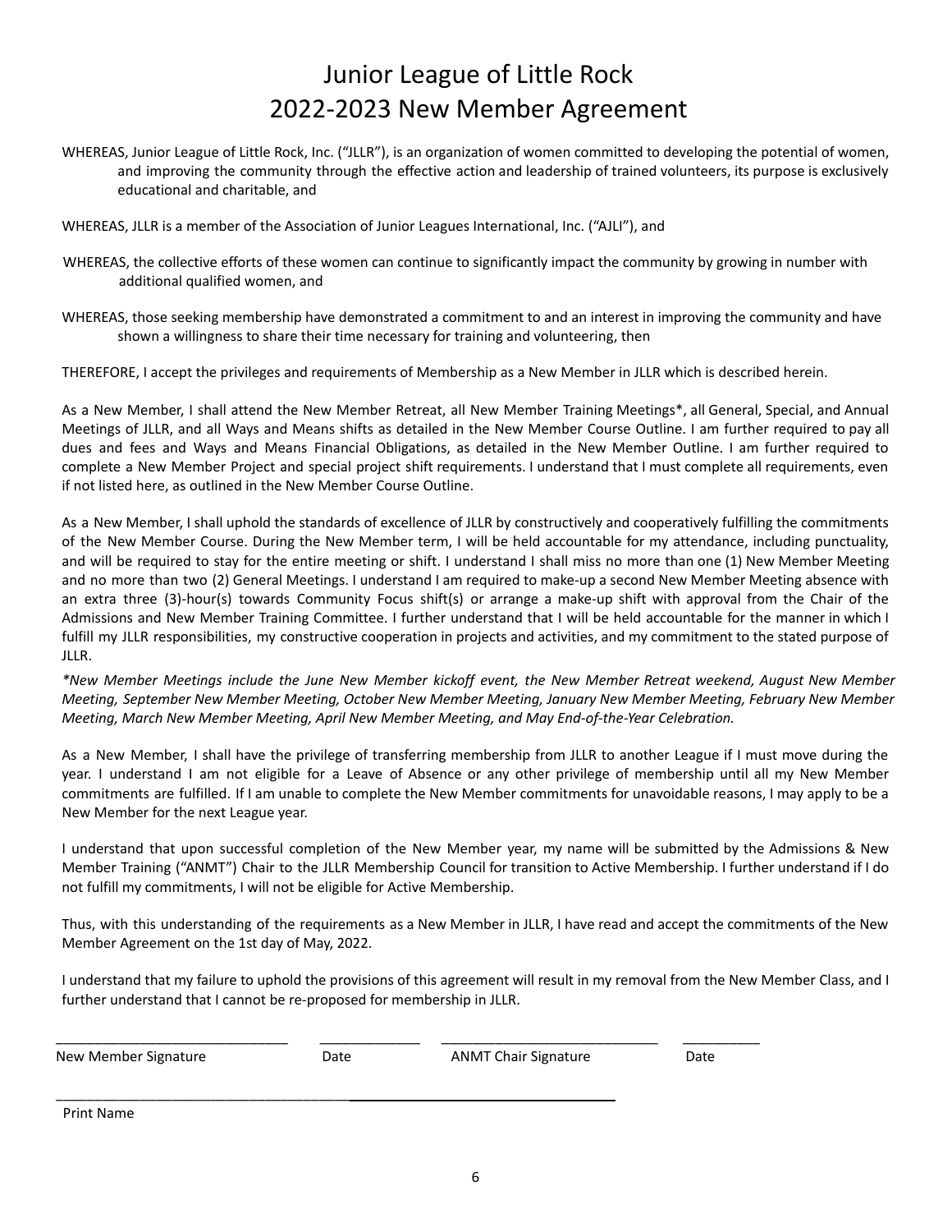# Junior League of Little Rock
# 2022-2023 New Member Agreement

WHEREAS, Junior League of Little Rock, Inc. ("JLLR"), is an organization of women committed to developing the potential of women, and improving the community through the effective action and leadership of trained volunteers, its purpose is exclusively educational and charitable, and

WHEREAS, JLLR is a member of the Association of Junior Leagues International, Inc. ("AJLI"), and

WHEREAS, the collective efforts of these women can continue to significantly impact the community by growing in number with additional qualified women, and

WHEREAS, those seeking membership have demonstrated a commitment to and an interest in improving the community and have shown a willingness to share their time necessary for training and volunteering, then

THEREFORE, I accept the privileges and requirements of Membership as a New Member in JLLR which is described herein.

As a New Member, I shall attend the New Member Retreat, all New Member Training Meetings*, all General, Special, and Annual Meetings of JLLR, and all Ways and Means shifts as detailed in the New Member Course Outline. I am further required to pay all dues and fees and Ways and Means Financial Obligations, as detailed in the New Member Outline. I am further required to complete a New Member Project and special project shift requirements. I understand that I must complete all requirements, even if not listed here, as outlined in the New Member Course Outline.

As a New Member, I shall uphold the standards of excellence of JLLR by constructively and cooperatively fulfilling the commitments of the New Member Course. During the New Member term, I will be held accountable for my attendance, including punctuality, and will be required to stay for the entire meeting or shift. I understand I shall miss no more than one (1) New Member Meeting and no more than two (2) General Meetings. I understand I am required to make-up a second New Member Meeting absence with an extra three (3)-hour(s) towards Community Focus shift(s) or arrange a make-up shift with approval from the Chair of the Admissions and New Member Training Committee. I further understand that I will be held accountable for the manner in which I fulfill my JLLR responsibilities, my constructive cooperation in projects and activities, and my commitment to the stated purpose of JLLR.

*\*New Member Meetings include the June New Member kickoff event, the New Member Retreat weekend, August New Member Meeting, September New Member Meeting, October New Member Meeting, January New Member Meeting, February New Member Meeting, March New Member Meeting, April New Member Meeting, and May End-of-the-Year Celebration.*

As a New Member, I shall have the privilege of transferring membership from JLLR to another League if I must move during the year. I understand I am not eligible for a Leave of Absence or any other privilege of membership until all my New Member commitments are fulfilled. If I am unable to complete the New Member commitments for unavoidable reasons, I may apply to be a New Member for the next League year.

I understand that upon successful completion of the New Member year, my name will be submitted by the Admissions & New Member Training ("ANMT") Chair to the JLLR Membership Council for transition to Active Membership. I further understand if I do not fulfill my commitments, I will not be eligible for Active Membership.

Thus, with this understanding of the requirements as a New Member in JLLR, I have read and accept the commitments of the New Member Agreement on the 1st day of May, 2022.

I understand that my failure to uphold the provisions of this agreement will result in my removal from the New Member Class, and I further understand that I cannot be re-proposed for membership in JLLR.

______________________________ _____________ ____________________________ __________

New Member Signature    Date    ANMT Chair Signature    Date

______________________________________________________________

Print Name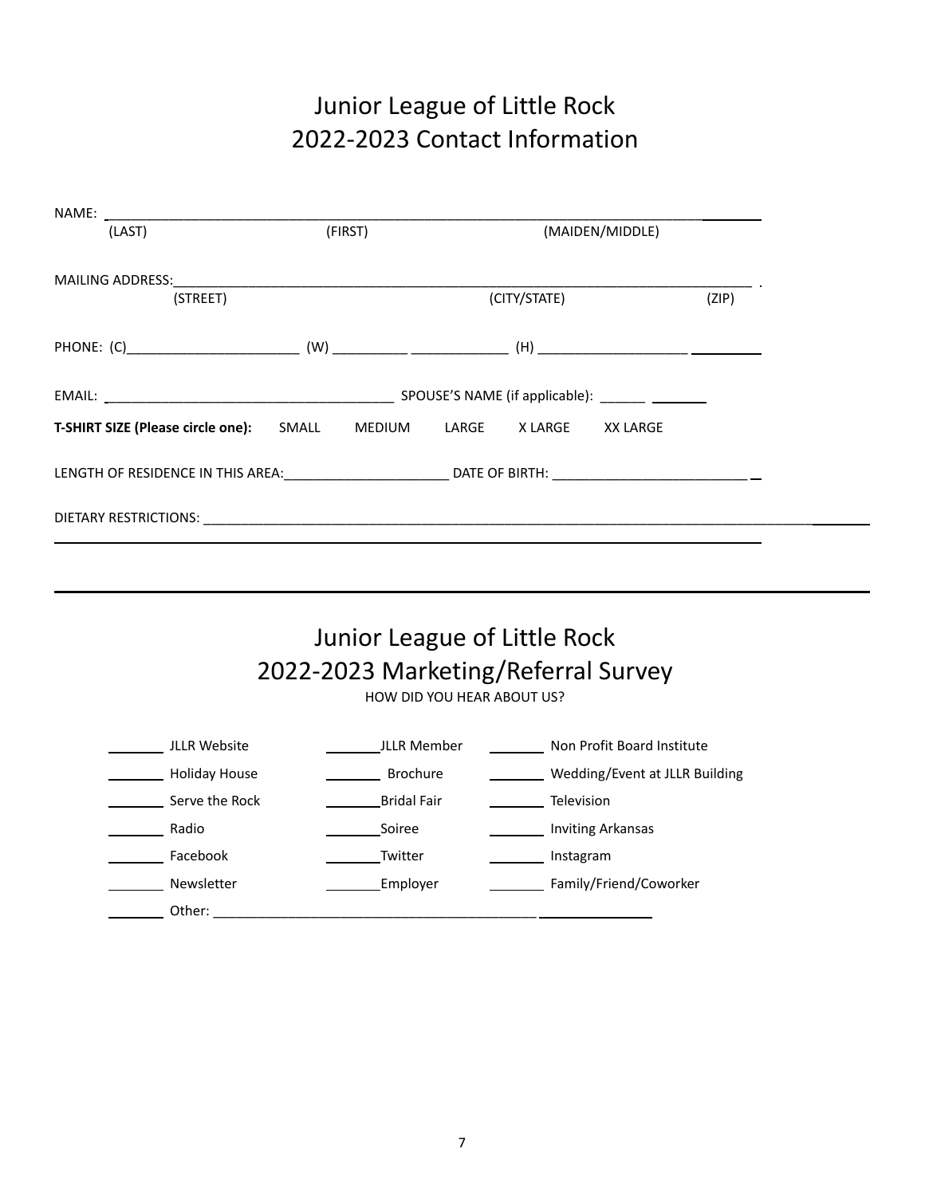# Junior League of Little Rock
# 2022-2023 Contact Information

NAME: ___________________________________________________________________________

(LAST) (FIRST) (MAIDEN/MIDDLE)

MAILING ADDRESS:__________________________________________________________________ .

(STREET) (CITY/STATE) (ZIP)

PHONE: (C)______________________ (W) __________ ____________ (H) ___________________ _________

EMAIL: _____________________________________ SPOUSE'S NAME (if applicable): ______ _______

**T-SHIRT SIZE (Please circle one):** SMALL MEDIUM LARGE X LARGE XX LARGE

LENGTH OF RESIDENCE IN THIS AREA:_____________________ DATE OF BIRTH: _________________________ _

DIETARY RESTRICTIONS: ___________________________________________________________________________

___________________________________________________________________________

---

# Junior League of Little Rock
# 2022-2023 Marketing/Referral Survey

HOW DID YOU HEAR ABOUT US?

| | | |
|---|---|---|
| _______ JLLR Website | _______ JLLR Member | _______ Non Profit Board Institute |
| _______ Holiday House | _______ Brochure | _______ Wedding/Event at JLLR Building |
| _______ Serve the Rock | _______ Bridal Fair | _______ Television |
| _______ Radio | _______ Soiree | _______ Inviting Arkansas |
| _______ Facebook | _______ Twitter | _______ Instagram |
| _______ Newsletter | _______ Employer | _______ Family/Friend/Coworker |

_______ Other: ___________________________________________ _______________